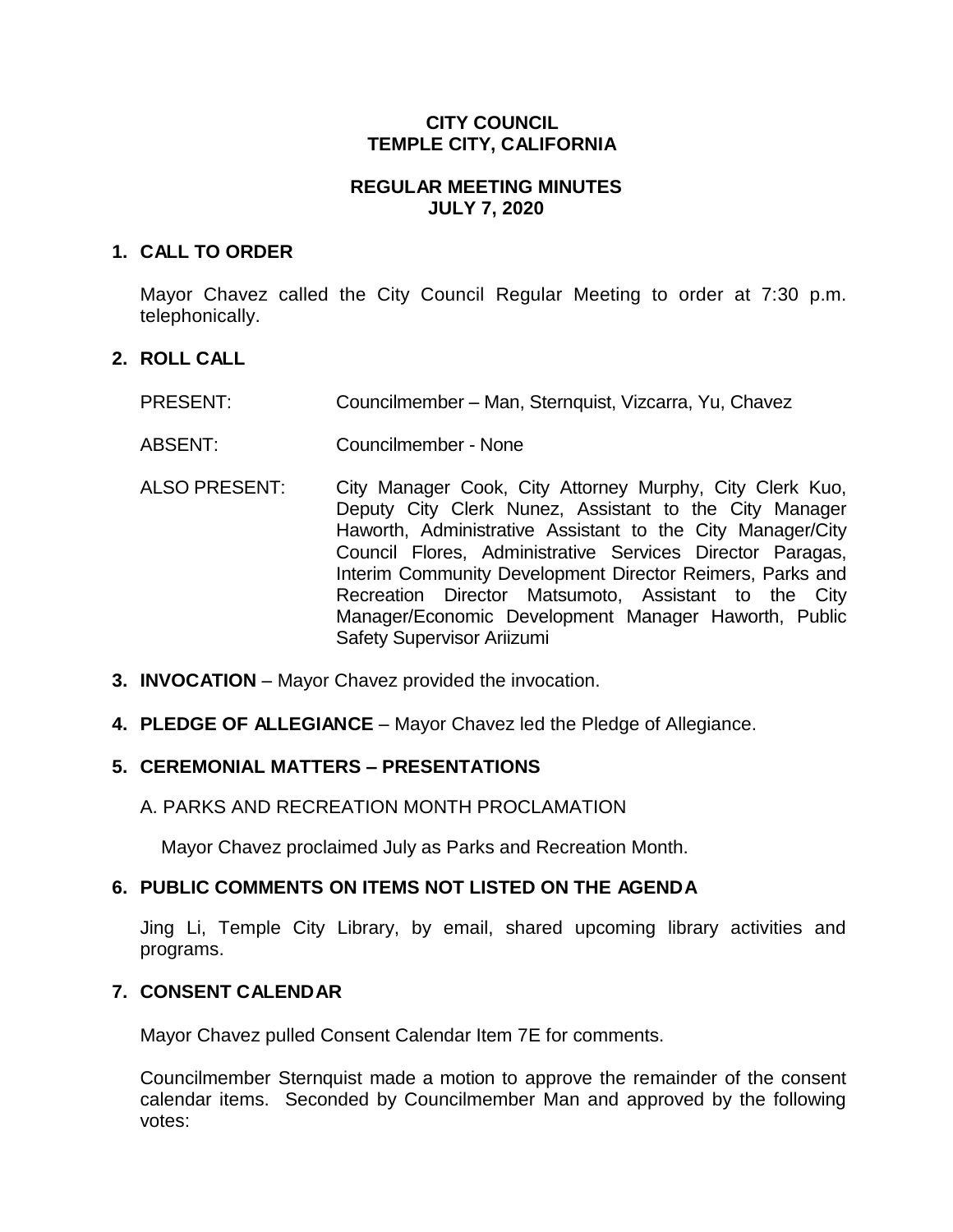# CITY COUNCIL
# TEMPLE CITY, CALIFORNIA

## REGULAR MEETING MINUTES
## JULY 7, 2020

### 1. CALL TO ORDER

Mayor Chavez called the City Council Regular Meeting to order at 7:30 p.m. telephonically.

### 2. ROLL CALL

PRESENT: Councilmember – Man, Sternquist, Vizcarra, Yu, Chavez

ABSENT: Councilmember - None

ALSO PRESENT: City Manager Cook, City Attorney Murphy, City Clerk Kuo, Deputy City Clerk Nunez, Assistant to the City Manager Haworth, Administrative Assistant to the City Manager/City Council Flores, Administrative Services Director Paragas, Interim Community Development Director Reimers, Parks and Recreation Director Matsumoto, Assistant to the City Manager/Economic Development Manager Haworth, Public Safety Supervisor Ariizumi

### 3. INVOCATION – Mayor Chavez provided the invocation.

### 4. PLEDGE OF ALLEGIANCE – Mayor Chavez led the Pledge of Allegiance.

### 5. CEREMONIAL MATTERS – PRESENTATIONS

A. PARKS AND RECREATION MONTH PROCLAMATION

Mayor Chavez proclaimed July as Parks and Recreation Month.

### 6. PUBLIC COMMENTS ON ITEMS NOT LISTED ON THE AGENDA

Jing Li, Temple City Library, by email, shared upcoming library activities and programs.

### 7. CONSENT CALENDAR

Mayor Chavez pulled Consent Calendar Item 7E for comments.

Councilmember Sternquist made a motion to approve the remainder of the consent calendar items. Seconded by Councilmember Man and approved by the following votes: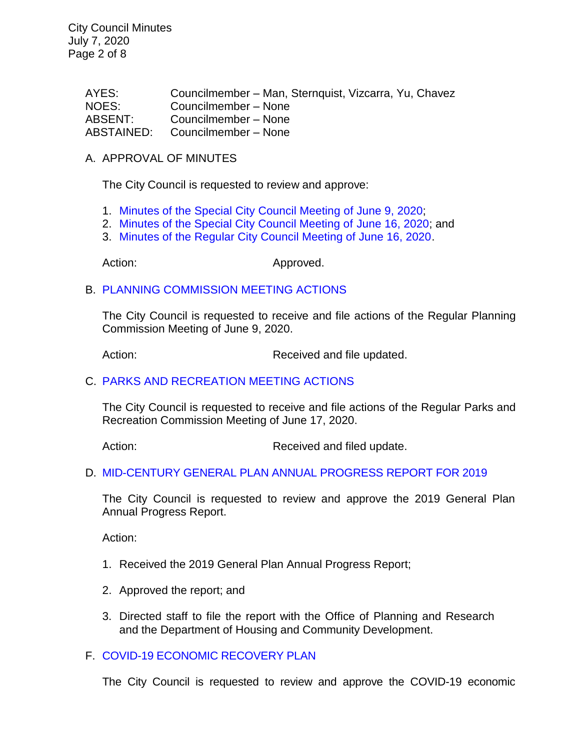| | |
|---|---|
| AYES: | Councilmember – Man, Sternquist, Vizcarra, Yu, Chavez |
| NOES: | Councilmember – None |
| ABSENT: | Councilmember – None |
| ABSTAINED: | Councilmember – None |

A. APPROVAL OF MINUTES

The City Council is requested to review and approve:

1. Minutes of the Special City Council Meeting of June 9, 2020;
2. Minutes of the Special City Council Meeting of June 16, 2020; and
3. Minutes of the Regular City Council Meeting of June 16, 2020.

Action: Approved.

B. PLANNING COMMISSION MEETING ACTIONS

The City Council is requested to receive and file actions of the Regular Planning Commission Meeting of June 9, 2020.

Action: Received and file updated.

C. PARKS AND RECREATION MEETING ACTIONS

The City Council is requested to receive and file actions of the Regular Parks and Recreation Commission Meeting of June 17, 2020.

Action: Received and filed update.

D. MID-CENTURY GENERAL PLAN ANNUAL PROGRESS REPORT FOR 2019

The City Council is requested to review and approve the 2019 General Plan Annual Progress Report.

Action:

1. Received the 2019 General Plan Annual Progress Report;
2. Approved the report; and
3. Directed staff to file the report with the Office of Planning and Research and the Department of Housing and Community Development.

F. COVID-19 ECONOMIC RECOVERY PLAN

The City Council is requested to review and approve the COVID-19 economic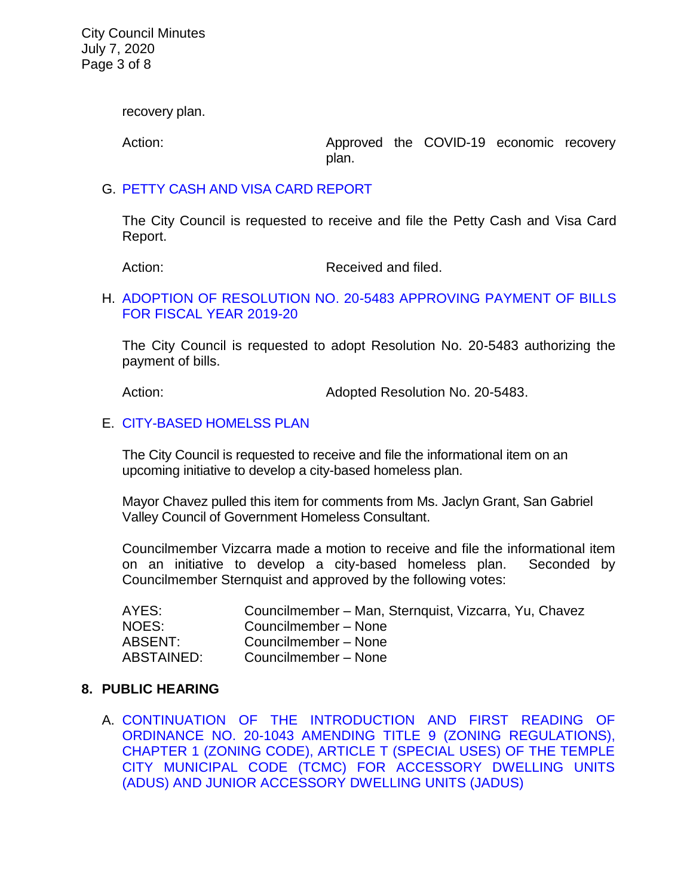recovery plan.

Action: Approved the COVID-19 economic recovery plan.

G. PETTY CASH AND VISA CARD REPORT

The City Council is requested to receive and file the Petty Cash and Visa Card Report.

Action: Received and filed.

H. ADOPTION OF RESOLUTION NO. 20-5483 APPROVING PAYMENT OF BILLS FOR FISCAL YEAR 2019-20

The City Council is requested to adopt Resolution No. 20-5483 authorizing the payment of bills.

Action: Adopted Resolution No. 20-5483.

E. CITY-BASED HOMELSS PLAN

The City Council is requested to receive and file the informational item on an upcoming initiative to develop a city-based homeless plan.

Mayor Chavez pulled this item for comments from Ms. Jaclyn Grant, San Gabriel Valley Council of Government Homeless Consultant.

Councilmember Vizcarra made a motion to receive and file the informational item on an initiative to develop a city-based homeless plan. Seconded by Councilmember Sternquist and approved by the following votes:

AYES: Councilmember – Man, Sternquist, Vizcarra, Yu, Chavez
NOES: Councilmember – None
ABSENT: Councilmember – None
ABSTAINED: Councilmember – None

## 8. PUBLIC HEARING

A. CONTINUATION OF THE INTRODUCTION AND FIRST READING OF ORDINANCE NO. 20-1043 AMENDING TITLE 9 (ZONING REGULATIONS), CHAPTER 1 (ZONING CODE), ARTICLE T (SPECIAL USES) OF THE TEMPLE CITY MUNICIPAL CODE (TCMC) FOR ACCESSORY DWELLING UNITS (ADUS) AND JUNIOR ACCESSORY DWELLING UNITS (JADUS)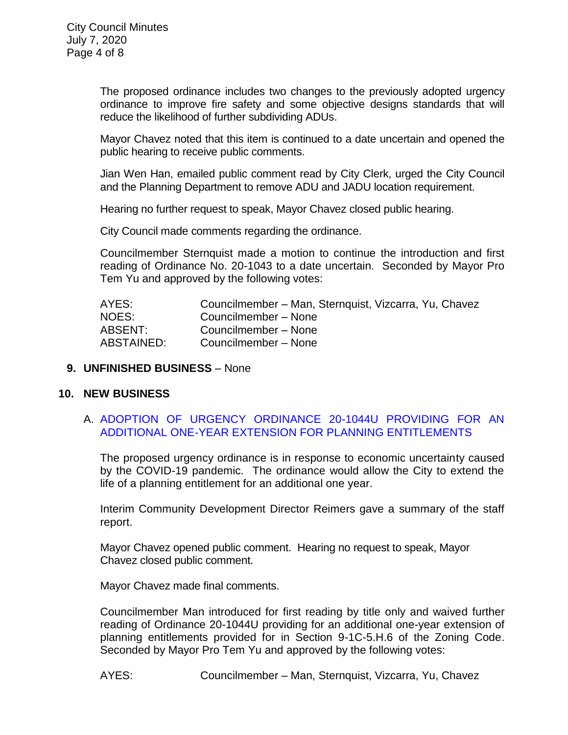The proposed ordinance includes two changes to the previously adopted urgency ordinance to improve fire safety and some objective designs standards that will reduce the likelihood of further subdividing ADUs.

Mayor Chavez noted that this item is continued to a date uncertain and opened the public hearing to receive public comments.

Jian Wen Han, emailed public comment read by City Clerk, urged the City Council and the Planning Department to remove ADU and JADU location requirement.

Hearing no further request to speak, Mayor Chavez closed public hearing.

City Council made comments regarding the ordinance.

Councilmember Sternquist made a motion to continue the introduction and first reading of Ordinance No. 20-1043 to a date uncertain. Seconded by Mayor Pro Tem Yu and approved by the following votes:

| | |
|---|---|
| AYES: | Councilmember – Man, Sternquist, Vizcarra, Yu, Chavez |
| NOES: | Councilmember – None |
| ABSENT: | Councilmember – None |
| ABSTAINED: | Councilmember – None |

## 9. UNFINISHED BUSINESS – None

## 10. NEW BUSINESS

A. ADOPTION OF URGENCY ORDINANCE 20-1044U PROVIDING FOR AN ADDITIONAL ONE-YEAR EXTENSION FOR PLANNING ENTITLEMENTS

The proposed urgency ordinance is in response to economic uncertainty caused by the COVID-19 pandemic. The ordinance would allow the City to extend the life of a planning entitlement for an additional one year.

Interim Community Development Director Reimers gave a summary of the staff report.

Mayor Chavez opened public comment. Hearing no request to speak, Mayor Chavez closed public comment.

Mayor Chavez made final comments.

Councilmember Man introduced for first reading by title only and waived further reading of Ordinance 20-1044U providing for an additional one-year extension of planning entitlements provided for in Section 9-1C-5.H.6 of the Zoning Code. Seconded by Mayor Pro Tem Yu and approved by the following votes:

| | |
|---|---|
| AYES: | Councilmember – Man, Sternquist, Vizcarra, Yu, Chavez |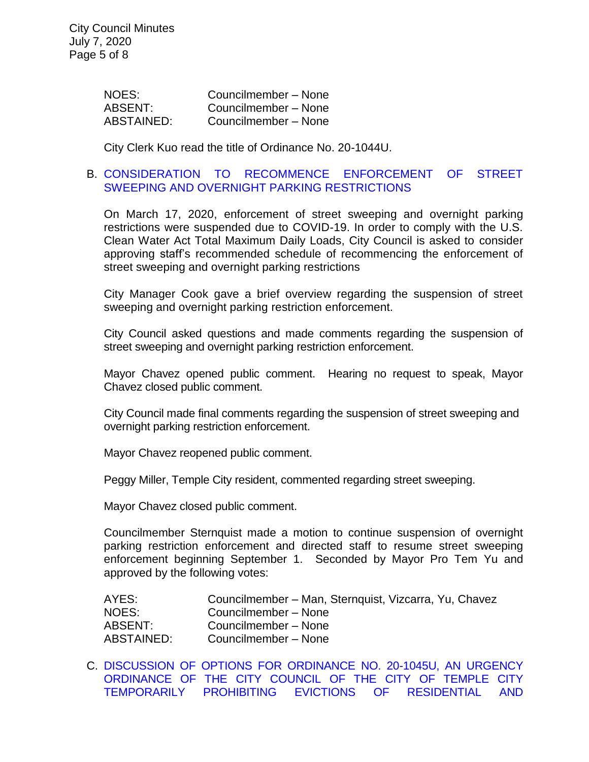| | |
|---|---|
| NOES: | Councilmember – None |
| ABSENT: | Councilmember – None |
| ABSTAINED: | Councilmember – None |

City Clerk Kuo read the title of Ordinance No. 20-1044U.

B. CONSIDERATION TO RECOMMENCE ENFORCEMENT OF STREET SWEEPING AND OVERNIGHT PARKING RESTRICTIONS

On March 17, 2020, enforcement of street sweeping and overnight parking restrictions were suspended due to COVID-19. In order to comply with the U.S. Clean Water Act Total Maximum Daily Loads, City Council is asked to consider approving staff's recommended schedule of recommencing the enforcement of street sweeping and overnight parking restrictions

City Manager Cook gave a brief overview regarding the suspension of street sweeping and overnight parking restriction enforcement.

City Council asked questions and made comments regarding the suspension of street sweeping and overnight parking restriction enforcement.

Mayor Chavez opened public comment. Hearing no request to speak, Mayor Chavez closed public comment.

City Council made final comments regarding the suspension of street sweeping and overnight parking restriction enforcement.

Mayor Chavez reopened public comment.

Peggy Miller, Temple City resident, commented regarding street sweeping.

Mayor Chavez closed public comment.

Councilmember Sternquist made a motion to continue suspension of overnight parking restriction enforcement and directed staff to resume street sweeping enforcement beginning September 1. Seconded by Mayor Pro Tem Yu and approved by the following votes:

| | |
|---|---|
| AYES: | Councilmember – Man, Sternquist, Vizcarra, Yu, Chavez |
| NOES: | Councilmember – None |
| ABSENT: | Councilmember – None |
| ABSTAINED: | Councilmember – None |

C. DISCUSSION OF OPTIONS FOR ORDINANCE NO. 20-1045U, AN URGENCY ORDINANCE OF THE CITY COUNCIL OF THE CITY OF TEMPLE CITY TEMPORARILY PROHIBITING EVICTIONS OF RESIDENTIAL AND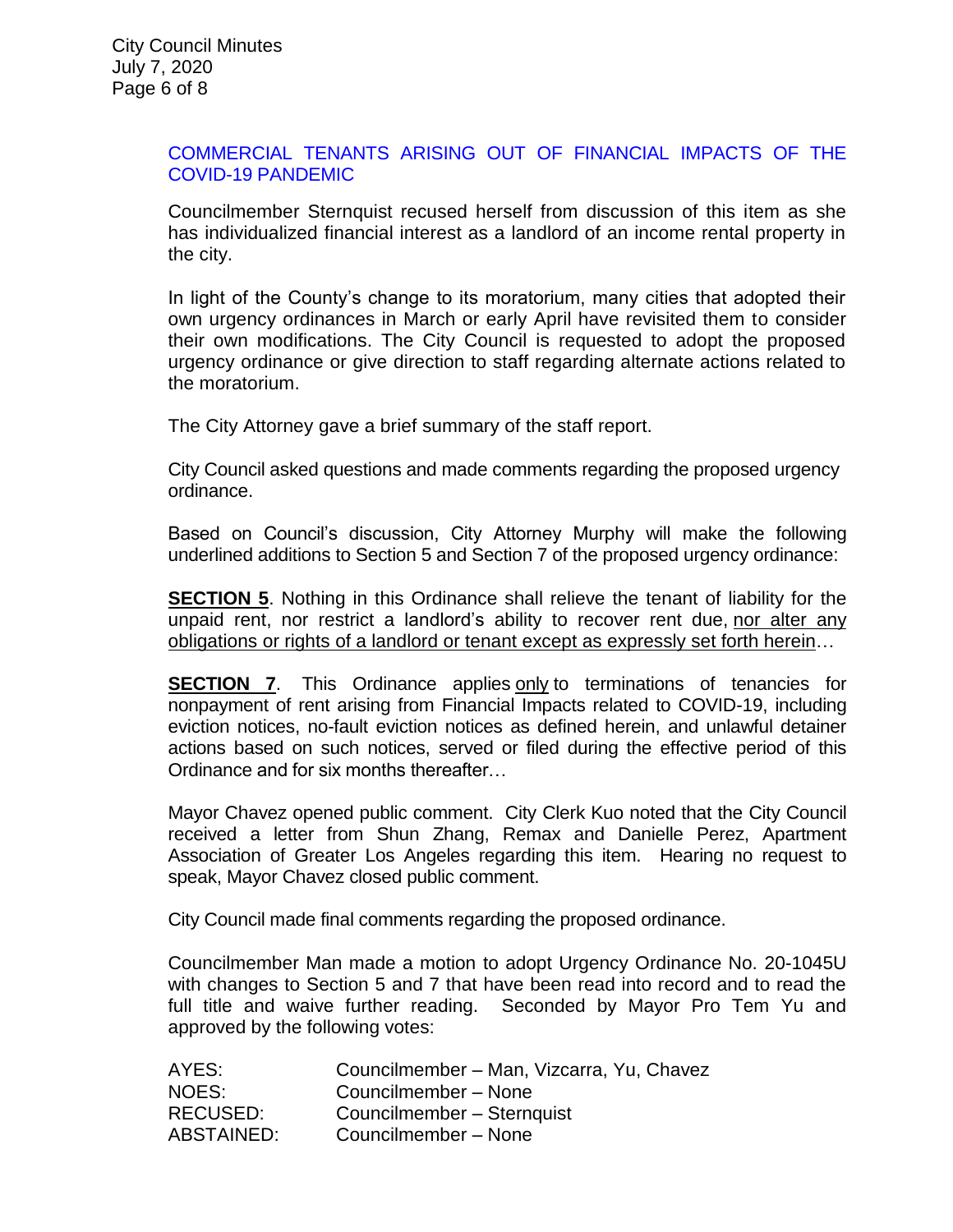COMMERCIAL TENANTS ARISING OUT OF FINANCIAL IMPACTS OF THE COVID-19 PANDEMIC

Councilmember Sternquist recused herself from discussion of this item as she has individualized financial interest as a landlord of an income rental property in the city.

In light of the County's change to its moratorium, many cities that adopted their own urgency ordinances in March or early April have revisited them to consider their own modifications. The City Council is requested to adopt the proposed urgency ordinance or give direction to staff regarding alternate actions related to the moratorium.

The City Attorney gave a brief summary of the staff report.

City Council asked questions and made comments regarding the proposed urgency ordinance.

Based on Council's discussion, City Attorney Murphy will make the following underlined additions to Section 5 and Section 7 of the proposed urgency ordinance:

**SECTION 5**. Nothing in this Ordinance shall relieve the tenant of liability for the unpaid rent, nor restrict a landlord's ability to recover rent due, <u>nor alter any obligations or rights of a landlord or tenant except as expressly set forth herein</u>…

**SECTION 7**. This Ordinance applies <u>only</u> to terminations of tenancies for nonpayment of rent arising from Financial Impacts related to COVID-19, including eviction notices, no-fault eviction notices as defined herein, and unlawful detainer actions based on such notices, served or filed during the effective period of this Ordinance and for six months thereafter…

Mayor Chavez opened public comment. City Clerk Kuo noted that the City Council received a letter from Shun Zhang, Remax and Danielle Perez, Apartment Association of Greater Los Angeles regarding this item. Hearing no request to speak, Mayor Chavez closed public comment.

City Council made final comments regarding the proposed ordinance.

Councilmember Man made a motion to adopt Urgency Ordinance No. 20-1045U with changes to Section 5 and 7 that have been read into record and to read the full title and waive further reading. Seconded by Mayor Pro Tem Yu and approved by the following votes:

| | |
|---|---|
| AYES: | Councilmember – Man, Vizcarra, Yu, Chavez |
| NOES: | Councilmember – None |
| RECUSED: | Councilmember – Sternquist |
| ABSTAINED: | Councilmember – None |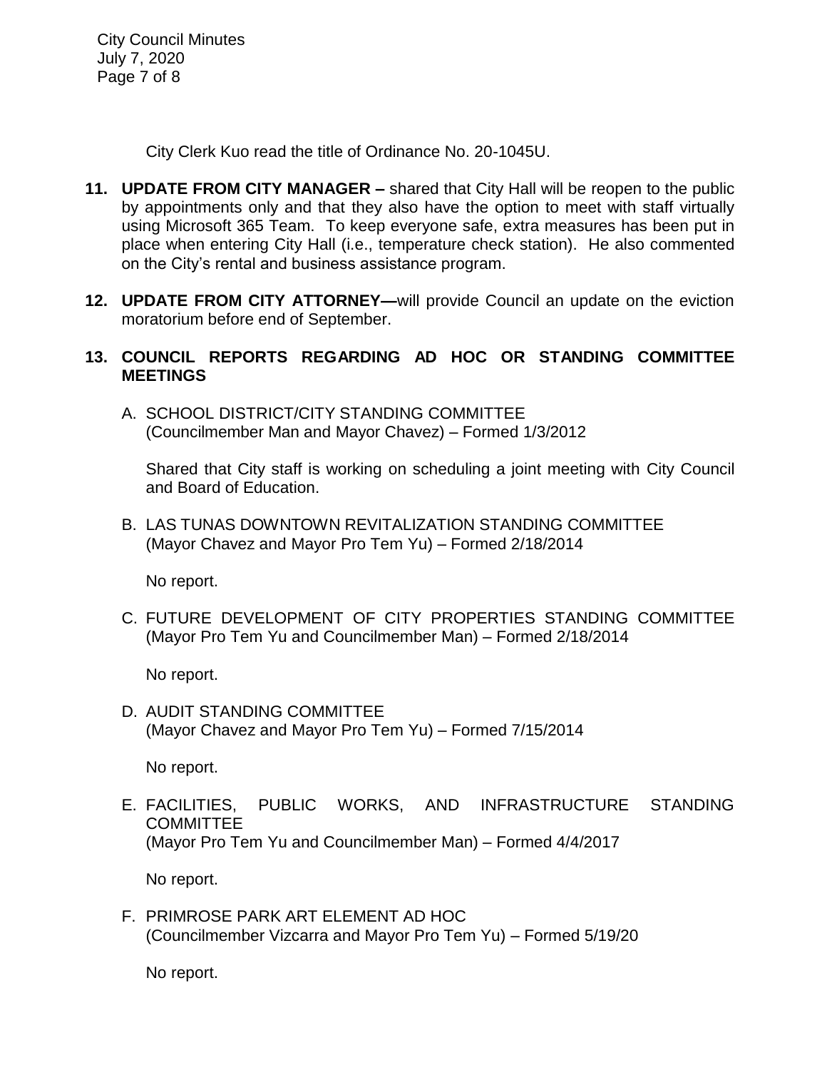City Clerk Kuo read the title of Ordinance No. 20-1045U.

**11. UPDATE FROM CITY MANAGER –** shared that City Hall will be reopen to the public by appointments only and that they also have the option to meet with staff virtually using Microsoft 365 Team. To keep everyone safe, extra measures has been put in place when entering City Hall (i.e., temperature check station). He also commented on the City's rental and business assistance program.

**12. UPDATE FROM CITY ATTORNEY—**will provide Council an update on the eviction moratorium before end of September.

**13. COUNCIL REPORTS REGARDING AD HOC OR STANDING COMMITTEE MEETINGS**

A. SCHOOL DISTRICT/CITY STANDING COMMITTEE
(Councilmember Man and Mayor Chavez) – Formed 1/3/2012

Shared that City staff is working on scheduling a joint meeting with City Council and Board of Education.

B. LAS TUNAS DOWNTOWN REVITALIZATION STANDING COMMITTEE
(Mayor Chavez and Mayor Pro Tem Yu) – Formed 2/18/2014

No report.

C. FUTURE DEVELOPMENT OF CITY PROPERTIES STANDING COMMITTEE
(Mayor Pro Tem Yu and Councilmember Man) – Formed 2/18/2014

No report.

D. AUDIT STANDING COMMITTEE
(Mayor Chavez and Mayor Pro Tem Yu) – Formed 7/15/2014

No report.

E. FACILITIES, PUBLIC WORKS, AND INFRASTRUCTURE STANDING COMMITTEE
(Mayor Pro Tem Yu and Councilmember Man) – Formed 4/4/2017

No report.

F. PRIMROSE PARK ART ELEMENT AD HOC
(Councilmember Vizcarra and Mayor Pro Tem Yu) – Formed 5/19/20

No report.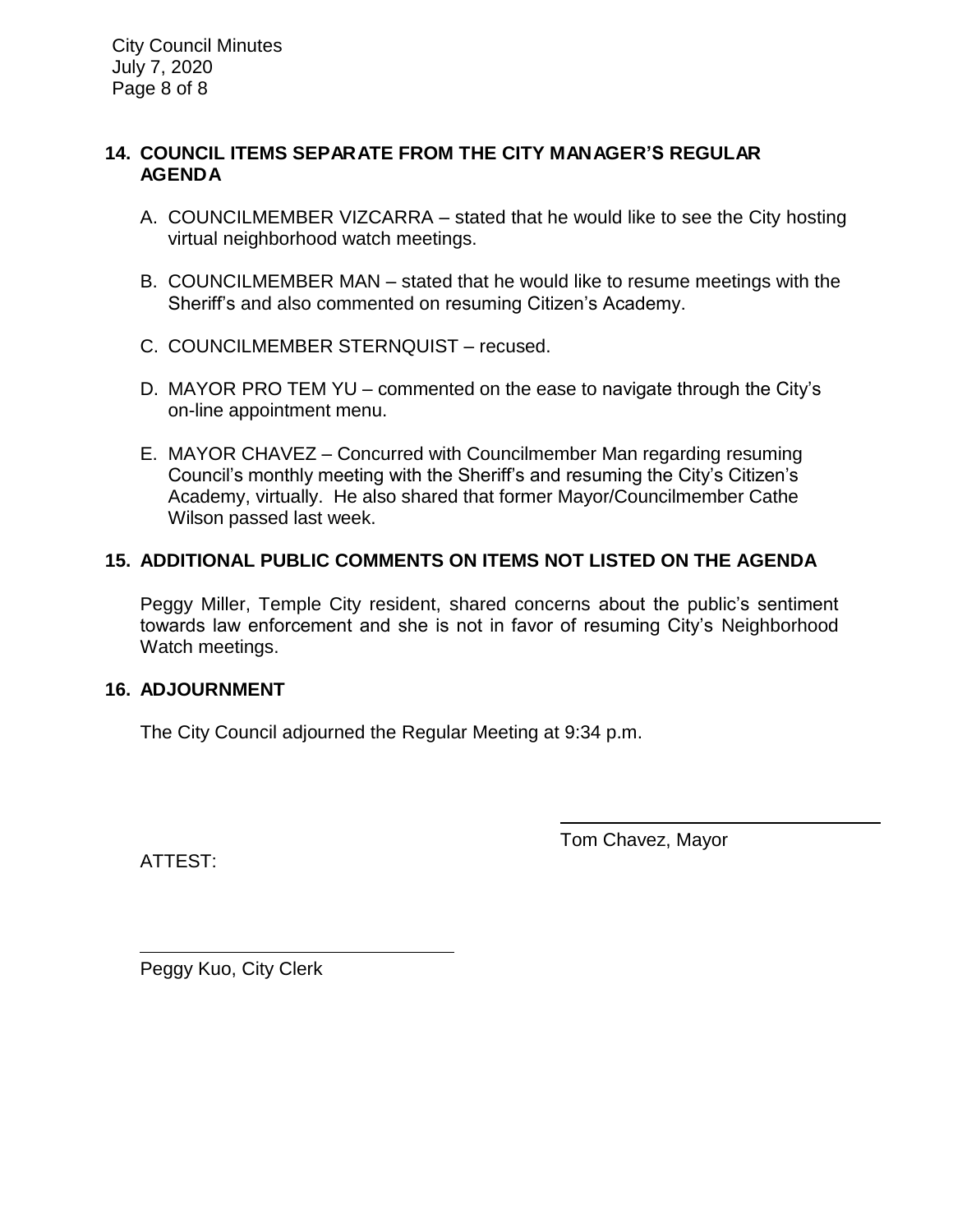## 14. COUNCIL ITEMS SEPARATE FROM THE CITY MANAGER'S REGULAR AGENDA

A. COUNCILMEMBER VIZCARRA – stated that he would like to see the City hosting virtual neighborhood watch meetings.

B. COUNCILMEMBER MAN – stated that he would like to resume meetings with the Sheriff's and also commented on resuming Citizen's Academy.

C. COUNCILMEMBER STERNQUIST – recused.

D. MAYOR PRO TEM YU – commented on the ease to navigate through the City's on-line appointment menu.

E. MAYOR CHAVEZ – Concurred with Councilmember Man regarding resuming Council's monthly meeting with the Sheriff's and resuming the City's Citizen's Academy, virtually. He also shared that former Mayor/Councilmember Cathe Wilson passed last week.

## 15. ADDITIONAL PUBLIC COMMENTS ON ITEMS NOT LISTED ON THE AGENDA

Peggy Miller, Temple City resident, shared concerns about the public's sentiment towards law enforcement and she is not in favor of resuming City's Neighborhood Watch meetings.

## 16. ADJOURNMENT

The City Council adjourned the Regular Meeting at 9:34 p.m.

\_\_\_\_\_\_\_\_\_\_\_\_\_\_\_\_\_\_\_\_\_\_\_\_\_\_\_\_\_\_\_\_\_\_

Tom Chavez, Mayor

ATTEST:

\_\_\_\_\_\_\_\_\_\_\_\_\_\_\_\_\_\_\_\_\_\_\_\_\_\_\_\_\_\_\_\_\_\_

Peggy Kuo, City Clerk